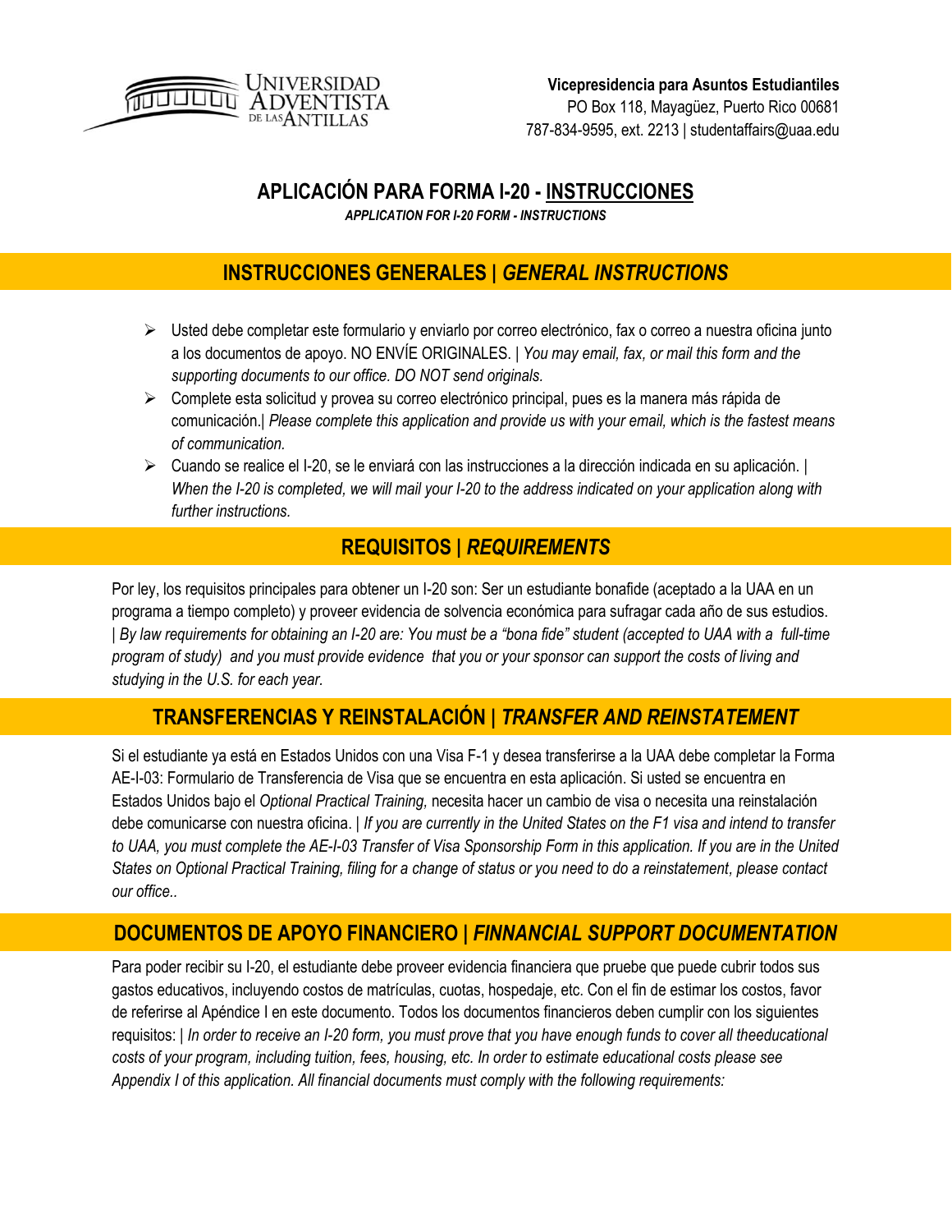UNIVERSIDAD ADVENTISTA DE LAS ANTILLAS

**Vicepresidencia para Asuntos Estudiantiles**
PO Box 118, Mayagüez, Puerto Rico 00681
787-834-9595, ext. 2213 | studentaffairs@uaa.edu

# APLICACIÓN PARA FORMA I-20 - INSTRUCCIONES

***APPLICATION FOR I-20 FORM - INSTRUCTIONS***

## INSTRUCCIONES GENERALES | *GENERAL INSTRUCTIONS*

- Usted debe completar este formulario y enviarlo por correo electrónico, fax o correo a nuestra oficina junto a los documentos de apoyo. NO ENVÍE ORIGINALES. | *You may email, fax, or mail this form and the supporting documents to our office. DO NOT send originals.*
- Complete esta solicitud y provea su correo electrónico principal, pues es la manera más rápida de comunicación.| *Please complete this application and provide us with your email, which is the fastest means of communication.*
- Cuando se realice el I-20, se le enviará con las instrucciones a la dirección indicada en su aplicación. | *When the I-20 is completed, we will mail your I-20 to the address indicated on your application along with further instructions.*

## REQUISITOS | *REQUIREMENTS*

Por ley, los requisitos principales para obtener un I-20 son: Ser un estudiante bonafide (aceptado a la UAA en un programa a tiempo completo) y proveer evidencia de solvencia económica para sufragar cada año de sus estudios. | *By law requirements for obtaining an I-20 are: You must be a "bona fide" student (accepted to UAA with a full-time program of study) and you must provide evidence that you or your sponsor can support the costs of living and studying in the U.S. for each year.*

## TRANSFERENCIAS Y REINSTALACIÓN | *TRANSFER AND REINSTATEMENT*

Si el estudiante ya está en Estados Unidos con una Visa F-1 y desea transferirse a la UAA debe completar la Forma AE-I-03: Formulario de Transferencia de Visa que se encuentra en esta aplicación. Si usted se encuentra en Estados Unidos bajo el *Optional Practical Training,* necesita hacer un cambio de visa o necesita una reinstalación debe comunicarse con nuestra oficina. | *If you are currently in the United States on the F1 visa and intend to transfer to UAA, you must complete the AE-I-03 Transfer of Visa Sponsorship Form in this application. If you are in the United States on Optional Practical Training, filing for a change of status or you need to do a reinstatement, please contact our office..*

## DOCUMENTOS DE APOYO FINANCIERO | *FINNANCIAL SUPPORT DOCUMENTATION*

Para poder recibir su I-20, el estudiante debe proveer evidencia financiera que pruebe que puede cubrir todos sus gastos educativos, incluyendo costos de matrículas, cuotas, hospedaje, etc. Con el fin de estimar los costos, favor de referirse al Apéndice I en este documento. Todos los documentos financieros deben cumplir con los siguientes requisitos: | *In order to receive an I-20 form, you must prove that you have enough funds to cover all theeducational costs of your program, including tuition, fees, housing, etc. In order to estimate educational costs please see Appendix I of this application. All financial documents must comply with the following requirements:*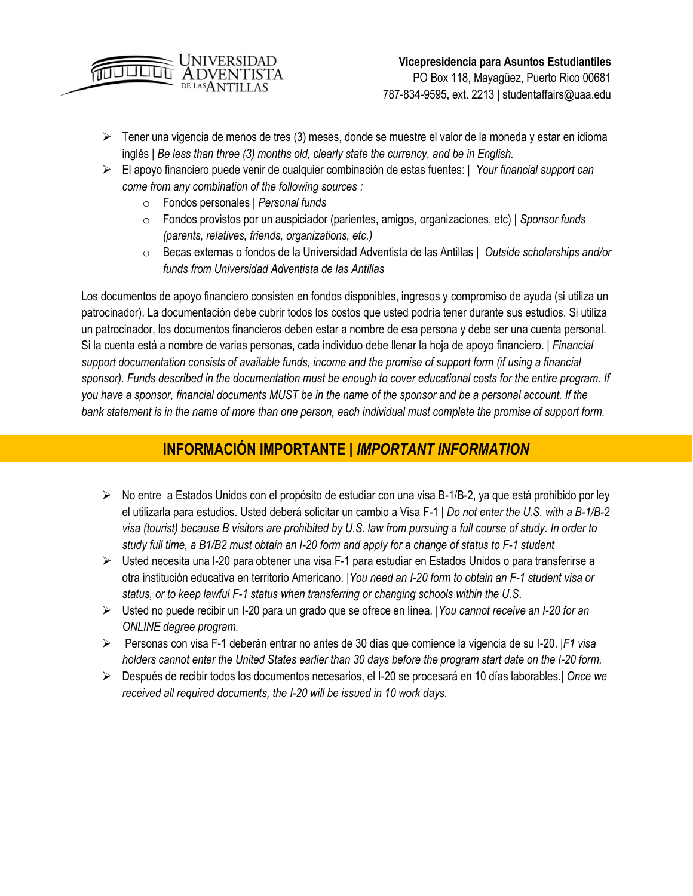- Tener una vigencia de menos de tres (3) meses, donde se muestre el valor de la moneda y estar en idioma inglés | *Be less than three (3) months old, clearly state the currency, and be in English.*
- El apoyo financiero puede venir de cualquier combinación de estas fuentes: | *Your financial support can come from any combination of the following sources :*
  - Fondos personales | *Personal funds*
  - Fondos provistos por un auspiciador (parientes, amigos, organizaciones, etc) | *Sponsor funds (parents, relatives, friends, organizations, etc.)*
  - Becas externas o fondos de la Universidad Adventista de las Antillas | *Outside scholarships and/or funds from Universidad Adventista de las Antillas*

Los documentos de apoyo financiero consisten en fondos disponibles, ingresos y compromiso de ayuda (si utiliza un patrocinador). La documentación debe cubrir todos los costos que usted podría tener durante sus estudios. Si utiliza un patrocinador, los documentos financieros deben estar a nombre de esa persona y debe ser una cuenta personal. Si la cuenta está a nombre de varias personas, cada individuo debe llenar la hoja de apoyo financiero. | *Financial support documentation consists of available funds, income and the promise of support form (if using a financial sponsor). Funds described in the documentation must be enough to cover educational costs for the entire program. If you have a sponsor, financial documents MUST be in the name of the sponsor and be a personal account. If the bank statement is in the name of more than one person, each individual must complete the promise of support form.*

## INFORMACIÓN IMPORTANTE | *IMPORTANT INFORMATION*

- No entre a Estados Unidos con el propósito de estudiar con una visa B-1/B-2, ya que está prohibido por ley el utilizarla para estudios. Usted deberá solicitar un cambio a Visa F-1 | *Do not enter the U.S. with a B-1/B-2 visa (tourist) because B visitors are prohibited by U.S. law from pursuing a full course of study. In order to study full time, a B1/B2 must obtain an I-20 form and apply for a change of status to F-1 student*
- Usted necesita una I-20 para obtener una visa F-1 para estudiar en Estados Unidos o para transferirse a otra institución educativa en territorio Americano. |*You need an I-20 form to obtain an F-1 student visa or status, or to keep lawful F-1 status when transferring or changing schools within the U.S*.
- Usted no puede recibir un I-20 para un grado que se ofrece en línea. |*You cannot receive an I-20 for an ONLINE degree program.*
- Personas con visa F-1 deberán entrar no antes de 30 días que comience la vigencia de su I-20. |*F1 visa holders cannot enter the United States earlier than 30 days before the program start date on the I-20 form.*
- Después de recibir todos los documentos necesarios, el I-20 se procesará en 10 días laborables.| *Once we received all required documents, the I-20 will be issued in 10 work days.*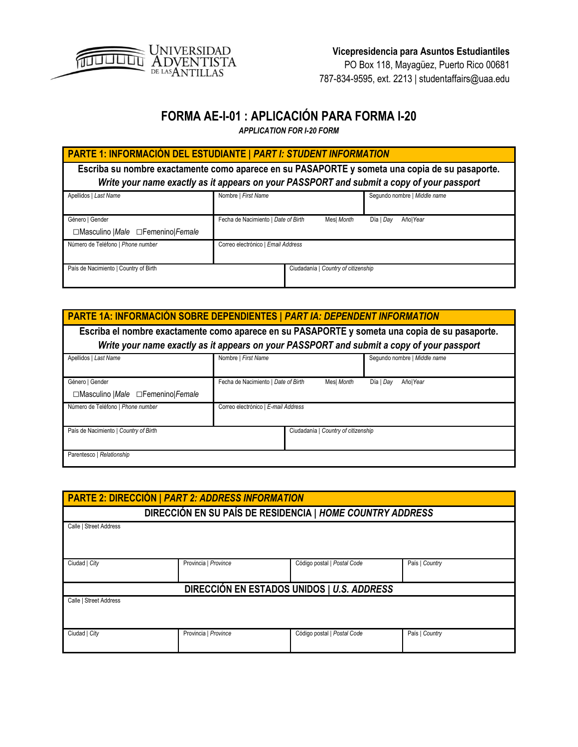**Vicepresidencia para Asuntos Estudiantiles**
PO Box 118, Mayagüez, Puerto Rico 00681
787-834-9595, ext. 2213 | studentaffairs@uaa.edu

# FORMA AE-I-01 : APLICACIÓN PARA FORMA I-20

***APPLICATION FOR I-20 FORM***

## PARTE 1: INFORMACIÓN DEL ESTUDIANTE | *PART I: STUDENT INFORMATION*

**Escriba su nombre exactamente como aparece en su PASAPORTE y someta una copia de su pasaporte.**
***Write your name exactly as it appears on your PASSPORT and submit a copy of your passport***

| Apellidos \| *Last Name* | Nombre \| *First Name* | Segundo nombre \| *Middle name* |
|---|---|---|
| Género \| Gender ☐Masculino \|*Male* ☐Femenino\|*Female* | Fecha de Nacimiento \| *Date of Birth* Mes\| *Month* Día \| *Day* Año\|*Year* | |
| Número de Teléfono \| *Phone number* | Correo electrónico \| *Email Address* | |
| País de Nacimiento \| Country of Birth | Ciudadanía \| *Country of citizenship* | |

## PARTE 1A: INFORMACIÓN SOBRE DEPENDIENTES | *PART IA: DEPENDENT INFORMATION*

**Escriba el nombre exactamente como aparece en su PASAPORTE y someta una copia de su pasaporte.**
***Write your name exactly as it appears on your PASSPORT and submit a copy of your passport***

| Apellidos \| *Last Name* | Nombre \| *First Name* | Segundo nombre \| *Middle name* |
|---|---|---|
| Género \| Gender ☐Masculino \|*Male* ☐Femenino\|*Female* | Fecha de Nacimiento \| *Date of Birth* Mes\| *Month* Día \| *Day* Año\|*Year* | |
| Número de Teléfono \| *Phone number* | Correo electrónico \| *E-mail Address* | |
| País de Nacimiento \| *Country of Birth* | Ciudadanía \| *Country of citizenship* | |
| Parentesco \| *Relationship* | | |

## PARTE 2: DIRECCIÓN | *PART 2: ADDRESS INFORMATION*

### DIRECCIÓN EN SU PAÍS DE RESIDENCIA | *HOME COUNTRY ADDRESS*

| Calle \| Street Address | | | |
|---|---|---|---|
| Ciudad \| *City* | Provincia \| *Province* | Código postal \| *Postal Code* | País \| *Country* |

### DIRECCIÓN EN ESTADOS UNIDOS | *U.S. ADDRESS*

| Calle \| Street Address | | | |
|---|---|---|---|
| Ciudad \| *City* | Provincia \| *Province* | Código postal \| *Postal Code* | País \| *Country* |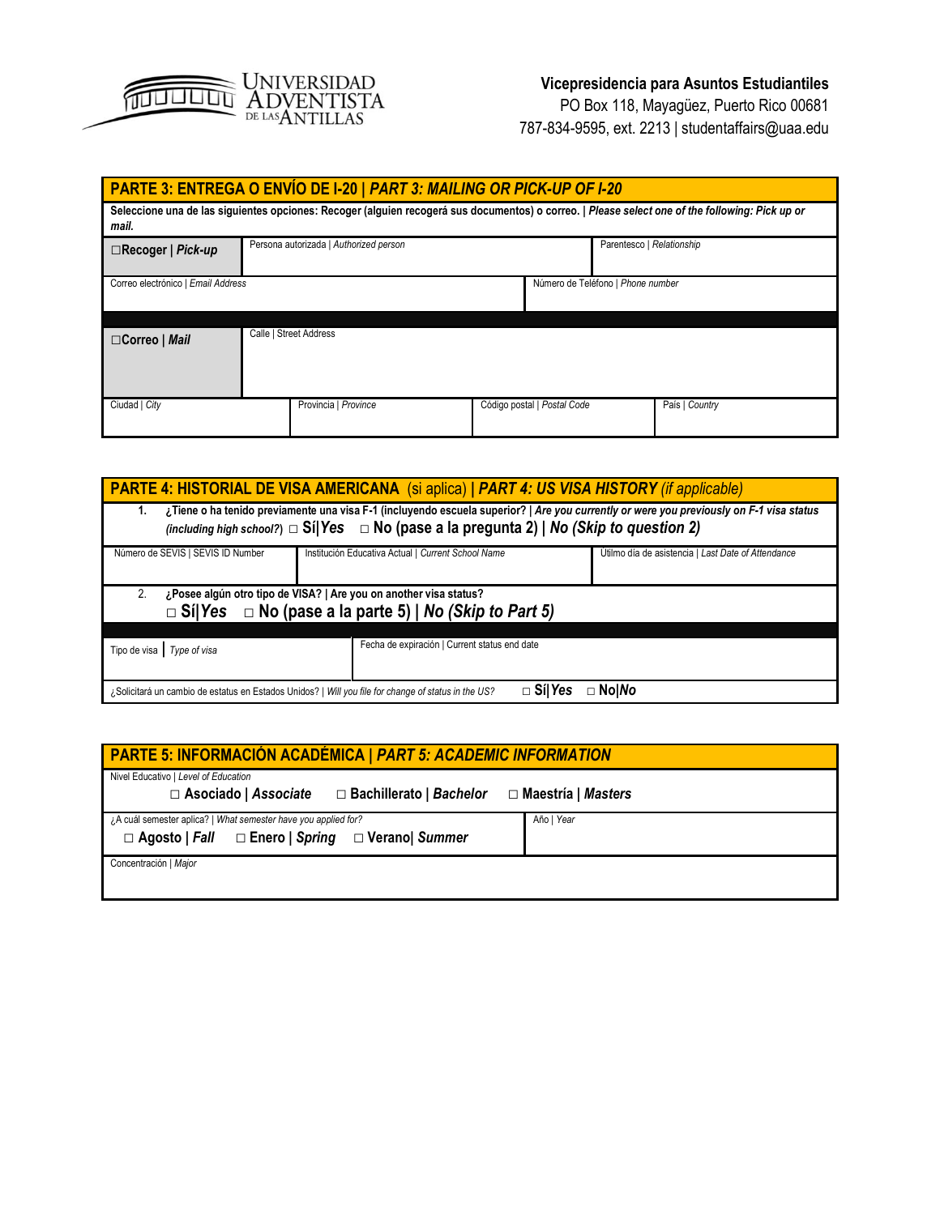**Vicepresidencia para Asuntos Estudiantiles**
PO Box 118, Mayagüez, Puerto Rico 00681
787-834-9595, ext. 2213 | studentaffairs@uaa.edu

## PARTE 3: ENTREGA O ENVÍO DE I-20 | *PART 3: MAILING OR PICK-UP OF I-20*

**Seleccione una de las siguientes opciones: Recoger (alguien recogerá sus documentos) o correo. | *Please select one of the following: Pick up or mail.***

| ☐**Recoger \| *Pick-up*** | Persona autorizada \| *Authorized person* | Parentesco \| *Relationship* |
|---|---|---|
| Correo electrónico \| *Email Address* | | Número de Teléfono \| *Phone number* |

| ☐**Correo \| *Mail*** | Calle \| Street Address | | |
|---|---|---|---|
| Ciudad \| *City* | Provincia \| *Province* | Código postal \| *Postal Code* | País \| *Country* |

## PARTE 4: HISTORIAL DE VISA AMERICANA (si aplica) | *PART 4: US VISA HISTORY (if applicable)*

1. **¿Tiene o ha tenido previamente una visa F-1 (incluyendo escuela superior? | *Are you currently or were you previously on F-1 visa status (including high school?)*** □ **Sí|*Yes*** □ **No (pase a la pregunta 2) | *No (Skip to question 2)***

| Número de SEVIS \| SEVIS ID Number | Institución Educativa Actual \| *Current School Name* | Utilmo día de asistencia \| *Last Date of Attendance* |
|---|---|---|

2. **¿Posee algún otro tipo de VISA? | Are you on another visa status?**
   □ **Sí|*Yes*** □ **No (pase a la parte 5) | *No (Skip to Part 5)***

| Tipo de visa \| *Type of visa* | Fecha de expiración \| Current status end date |
|---|---|

¿Solicitará un cambio de estatus en Estados Unidos? | *Will you file for change of status in the US?* □ **Sí|*Yes*** □ **No|*No***

## PARTE 5: INFORMACIÓN ACADÉMICA | *PART 5: ACADEMIC INFORMATION*

Nivel Educativo | *Level of Education*
□ **Asociado | *Associate*** □ **Bachillerato | *Bachelor*** □ **Maestría | *Masters***

| ¿A cuál semester aplica? \| *What semester have you applied for?* □ **Agosto \| *Fall*** □ **Enero \| *Spring*** □ **Verano\| *Summer*** | Año \| *Year* |
|---|---|

Concentración | *Major*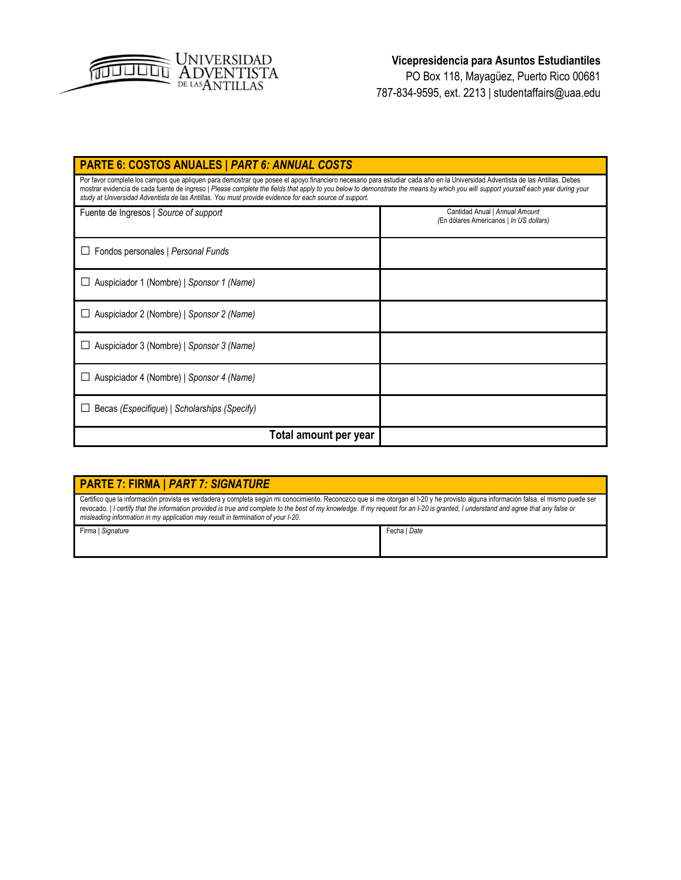**Vicepresidencia para Asuntos Estudiantiles**
PO Box 118, Mayagüez, Puerto Rico 00681
787-834-9595, ext. 2213 | studentaffairs@uaa.edu

## PARTE 6: COSTOS ANUALES | *PART 6: ANNUAL COSTS*

Por favor complete los campos que apliquen para demostrar que posee el apoyo financiero necesario para estudiar cada año en la Universidad Adventista de las Antillas. Debes mostrar evidencia de cada fuente de ingreso | *Please complete the fields that apply to you below to demonstrate the means by which you will support yourself each year during your study at Universidad Adventista de las Antillas. You must provide evidence for each source of support.*

| Fuente de Ingresos \| *Source of support* | Cantidad Anual \| *Annual Amount* (En dólares Americanos \| *In US dollars*) |
|---|---|
| ☐ Fondos personales \| *Personal Funds* | |
| ☐ Auspiciador 1 (Nombre) \| *Sponsor 1 (Name)* | |
| ☐ Auspiciador 2 (Nombre) \| *Sponsor 2 (Name)* | |
| ☐ Auspiciador 3 (Nombre) \| *Sponsor 3 (Name)* | |
| ☐ Auspiciador 4 (Nombre) \| *Sponsor 4 (Name)* | |
| ☐ Becas *(Especifique)* \| *Scholarships (Specify)* | |
| **Total amount per year** | |

## PARTE 7: FIRMA | *PART 7: SIGNATURE*

Certifico que la información provista es verdadera y completa según mi conocimiento. Reconozco que si me otorgan el I-20 y he provisto alguna información falsa, el mismo puede ser revocado. | *I certify that the information provided is true and complete to the best of my knowledge. If my request for an I-20 is granted, I understand and agree that any false or misleading information in my application may result in termination of your I-20.*

| Firma \| *Signature* | Fecha \| *Date* |
|---|---|
| | |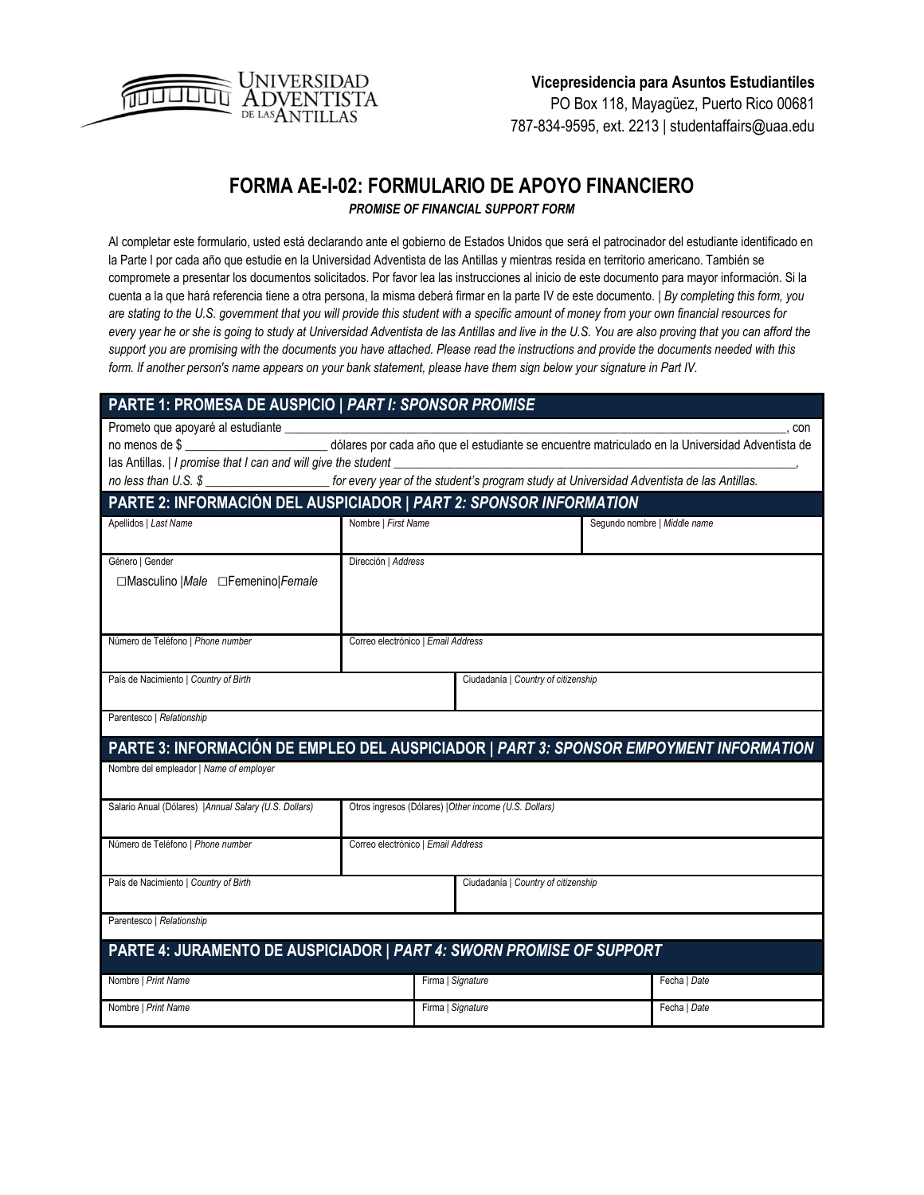Universidad Adventista de las Antillas

**Vicepresidencia para Asuntos Estudiantiles**
PO Box 118, Mayagüez, Puerto Rico 00681
787-834-9595, ext. 2213 | studentaffairs@uaa.edu

# FORMA AE-I-02: FORMULARIO DE APOYO FINANCIERO

***PROMISE OF FINANCIAL SUPPORT FORM***

Al completar este formulario, usted está declarando ante el gobierno de Estados Unidos que será el patrocinador del estudiante identificado en la Parte I por cada año que estudie en la Universidad Adventista de las Antillas y mientras resida en territorio americano. También se compromete a presentar los documentos solicitados. Por favor lea las instrucciones al inicio de este documento para mayor información. Si la cuenta a la que hará referencia tiene a otra persona, la misma deberá firmar en la parte IV de este documento. | *By completing this form, you are stating to the U.S. government that you will provide this student with a specific amount of money from your own financial resources for every year he or she is going to study at Universidad Adventista de las Antillas and live in the U.S. You are also proving that you can afford the support you are promising with the documents you have attached. Please read the instructions and provide the documents needed with this form. If another person's name appears on your bank statement, please have them sign below your signature in Part IV.*

## PARTE 1: PROMESA DE AUSPICIO | *PART I: SPONSOR PROMISE*

Prometo que apoyaré al estudiante ________________________________________________________________________, con no menos de $ ______________________ dólares por cada año que el estudiante se encuentre matriculado en la Universidad Adventista de las Antillas. | *I promise that I can and will give the student ________________________________________________________________, no less than U.S. $ ___________________ for every year of the student's program study at Universidad Adventista de las Antillas.*

## PARTE 2: INFORMACIÓN DEL AUSPICIADOR | *PART 2: SPONSOR INFORMATION*

| Apellidos \| *Last Name* | Nombre \| *First Name* | Segundo nombre \| *Middle name* |
|---|---|---|
| Género \| Gender<br>☐Masculino \|*Male* ☐Femenino\|*Female* | Dirección \| *Address* | |
| Número de Teléfono \| *Phone number* | Correo electrónico \| *Email Address* | |
| País de Nacimiento \| *Country of Birth* | Ciudadanía \| *Country of citizenship* | |
| Parentesco \| *Relationship* | | |

## PARTE 3: INFORMACIÓN DE EMPLEO DEL AUSPICIADOR | *PART 3: SPONSOR EMPOYMENT INFORMATION*

| Nombre del empleador \| *Name of employer* | |
|---|---|
| Salario Anual (Dólares) \|*Annual Salary (U.S. Dollars)* | Otros ingresos (Dólares) \|*Other income (U.S. Dollars)* |
| Número de Teléfono \| *Phone number* | Correo electrónico \| *Email Address* |
| País de Nacimiento \| *Country of Birth* | Ciudadanía \| *Country of citizenship* |
| Parentesco \| *Relationship* | |

## PARTE 4: JURAMENTO DE AUSPICIADOR | *PART 4: SWORN PROMISE OF SUPPORT*

| Nombre \| *Print Name* | Firma \| *Signature* | Fecha \| *Date* |
|---|---|---|
| Nombre \| *Print Name* | Firma \| *Signature* | Fecha \| *Date* |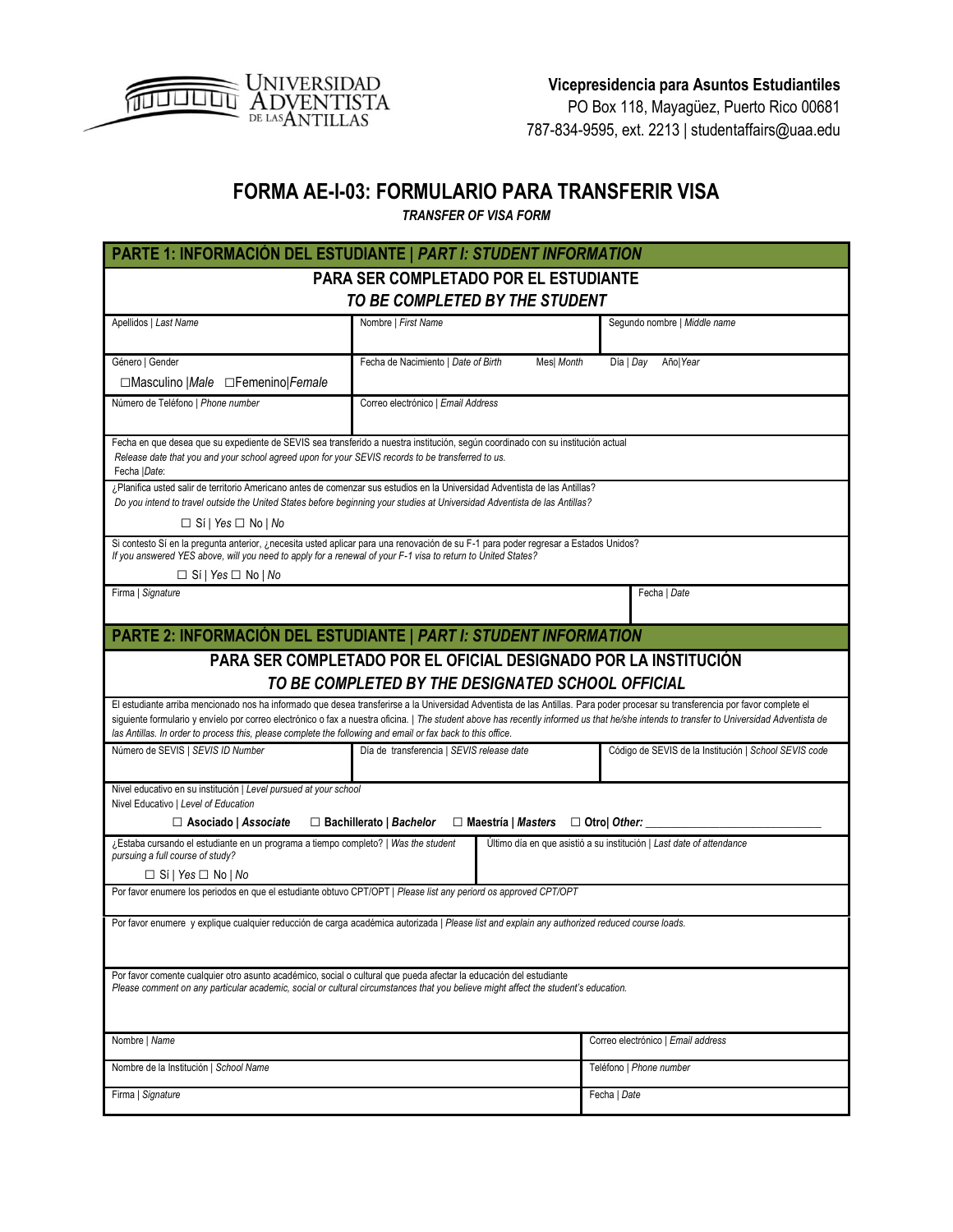UNIVERSIDAD ADVENTISTA DE LAS ANTILLAS

**Vicepresidencia para Asuntos Estudiantiles**
PO Box 118, Mayagüez, Puerto Rico 00681
787-834-9595, ext. 2213 | studentaffairs@uaa.edu

# FORMA AE-I-03: FORMULARIO PARA TRANSFERIR VISA

***TRANSFER OF VISA FORM***

## PARTE 1: INFORMACIÓN DEL ESTUDIANTE | *PART I: STUDENT INFORMATION*

**PARA SER COMPLETADO POR EL ESTUDIANTE**
***TO BE COMPLETED BY THE STUDENT***

| Apellidos \| *Last Name* | Nombre \| *First Name* | Segundo nombre \| *Middle name* |
|---|---|---|
| Género \| Gender<br>☐Masculino \|*Male* ☐Femenino\|*Female* | Fecha de Nacimiento \| *Date of Birth* Mes\| *Month* Día \| *Day* Año\|*Year* | |
| Número de Teléfono \| *Phone number* | Correo electrónico \| *Email Address* | |

Fecha en que desea que su expediente de SEVIS sea transferido a nuestra institución, según coordinado con su institución actual
*Release date that you and your school agreed upon for your SEVIS records to be transferred to us.*
Fecha |*Date*:

¿Planifica usted salir de territorio Americano antes de comenzar sus estudios en la Universidad Adventista de las Antillas?
*Do you intend to travel outside the United States before beginning your studies at Universidad Adventista de las Antillas?*

☐ Sí | *Yes* ☐ No | *No*

Si contesto Sí en la pregunta anterior, ¿necesita usted aplicar para una renovación de su F-1 para poder regresar a Estados Unidos?
*If you answered YES above, will you need to apply for a renewal of your F-1 visa to return to United States?*

☐ Sí | *Yes* ☐ No | *No*

| Firma \| *Signature* | Fecha \| *Date* |
|---|---|

## PARTE 2: INFORMACIÓN DEL ESTUDIANTE | *PART I: STUDENT INFORMATION*

**PARA SER COMPLETADO POR EL OFICIAL DESIGNADO POR LA INSTITUCIÓN**
***TO BE COMPLETED BY THE DESIGNATED SCHOOL OFFICIAL***

El estudiante arriba mencionado nos ha informado que desea transferirse a la Universidad Adventista de las Antillas. Para poder procesar su transferencia por favor complete el siguiente formulario y envíelo por correo electrónico o fax a nuestra oficina. | *The student above has recently informed us that he/she intends to transfer to Universidad Adventista de las Antillas. In order to process this, please complete the following and email or fax back to this office.*

| Número de SEVIS \| *SEVIS ID Number* | Día de transferencia \| *SEVIS release date* | Código de SEVIS de la Institución \| *School SEVIS code* |
|---|---|---|

Nivel educativo en su institución | *Level pursued at your school*
Nivel Educativo | *Level of Education*

☐ **Asociado |** ***Associate*** ☐ **Bachillerato |** ***Bachelor*** ☐ **Maestría |** ***Masters*** ☐ **Otro|** ***Other:*** ______________________________

| ¿Estaba cursando el estudiante en un programa a tiempo completo? \| *Was the student pursuing a full course of study?*<br>☐ Sí \| *Yes* ☐ No \| *No* | Último día en que asistió a su institución \| *Last date of attendance* |
|---|---|

Por favor enumere los periodos en que el estudiante obtuvo CPT/OPT | *Please list any period os approved CPT/OPT*

Por favor enumere y explique cualquier reducción de carga académica autorizada | *Please list and explain any authorized reduced course loads.*

Por favor comente cualquier otro asunto académico, social o cultural que pueda afectar la educación del estudiante
*Please comment on any particular academic, social or cultural circumstances that you believe might affect the student's education.*

| Nombre \| *Name* | Correo electrónico \| *Email address* |
|---|---|
| Nombre de la Institución \| *School Name* | Teléfono \| *Phone number* |
| Firma \| *Signature* | Fecha \| *Date* |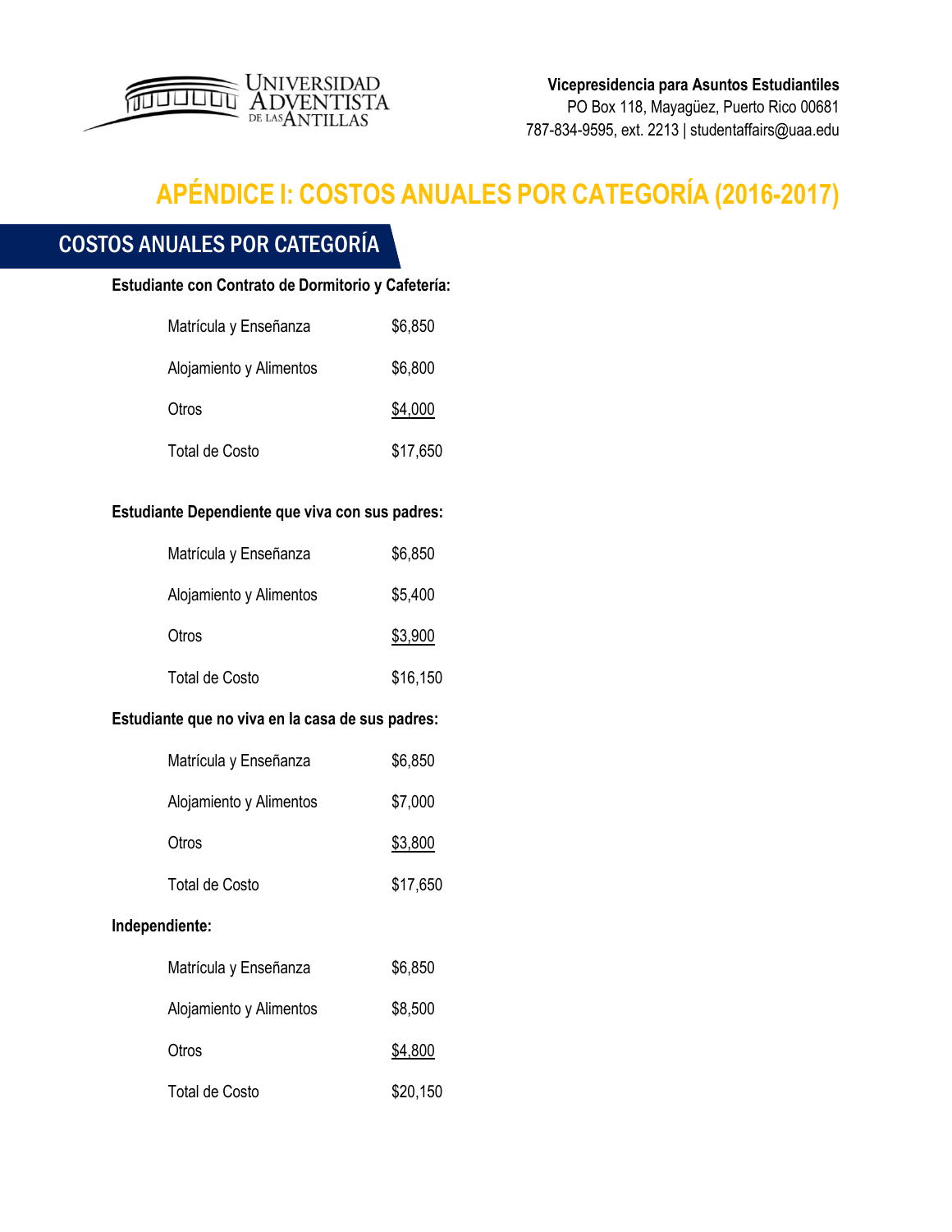Vicepresidencia para Asuntos Estudiantiles
PO Box 118, Mayagüez, Puerto Rico 00681
787-834-9595, ext. 2213 | studentaffairs@uaa.edu

# APÉNDICE I: COSTOS ANUALES POR CATEGORÍA (2016-2017)

## COSTOS ANUALES POR CATEGORÍA

**Estudiante con Contrato de Dormitorio y Cafetería:**

| | |
|---|---|
| Matrícula y Enseñanza | $6,850 |
| Alojamiento y Alimentos | $6,800 |
| Otros | $4,000 |
| Total de Costo | $17,650 |

**Estudiante Dependiente que viva con sus padres:**

| | |
|---|---|
| Matrícula y Enseñanza | $6,850 |
| Alojamiento y Alimentos | $5,400 |
| Otros | $3,900 |
| Total de Costo | $16,150 |

**Estudiante que no viva en la casa de sus padres:**

| | |
|---|---|
| Matrícula y Enseñanza | $6,850 |
| Alojamiento y Alimentos | $7,000 |
| Otros | $3,800 |
| Total de Costo | $17,650 |

**Independiente:**

| | |
|---|---|
| Matrícula y Enseñanza | $6,850 |
| Alojamiento y Alimentos | $8,500 |
| Otros | $4,800 |
| Total de Costo | $20,150 |